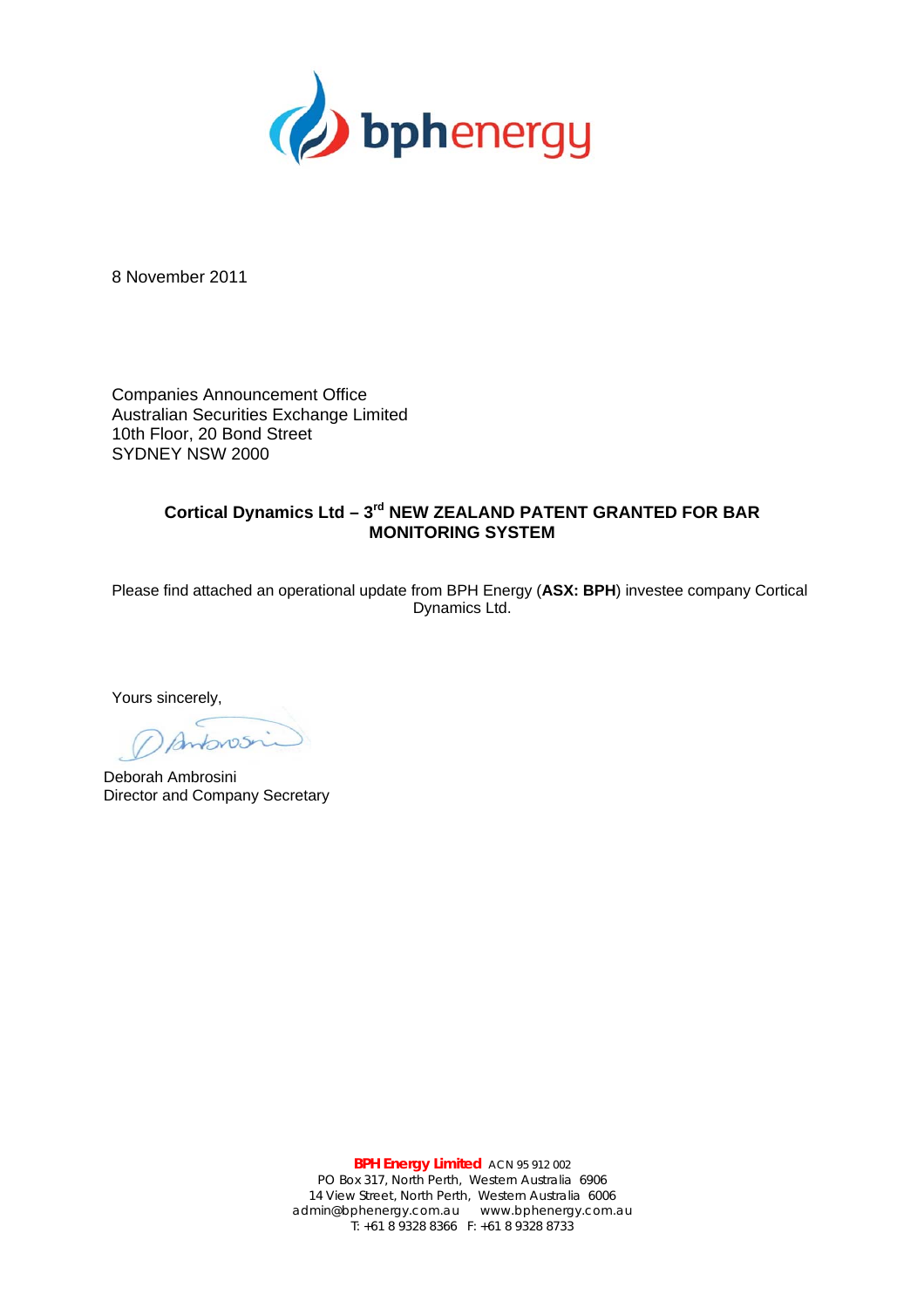8 November 2011

Companies Announcement Office
Australian Securities Exchange Limited
10th Floor, 20 Bond Street
SYDNEY NSW 2000

**Cortical Dynamics Ltd – 3rd NEW ZEALAND PATENT GRANTED FOR BAR MONITORING SYSTEM**

Please find attached an operational update from BPH Energy (**ASX: BPH**) investee company Cortical Dynamics Ltd.

Yours sincerely,

Deborah Ambrosini
Director and Company Secretary

**BPH Energy Limited** ACN 95 912 002
PO Box 317, North Perth, Western Australia 6906
14 View Street, North Perth, Western Australia 6006
admin@bphenergy.com.au www.bphenergy.com.au
T: +61 8 9328 8366 F: +61 8 9328 8733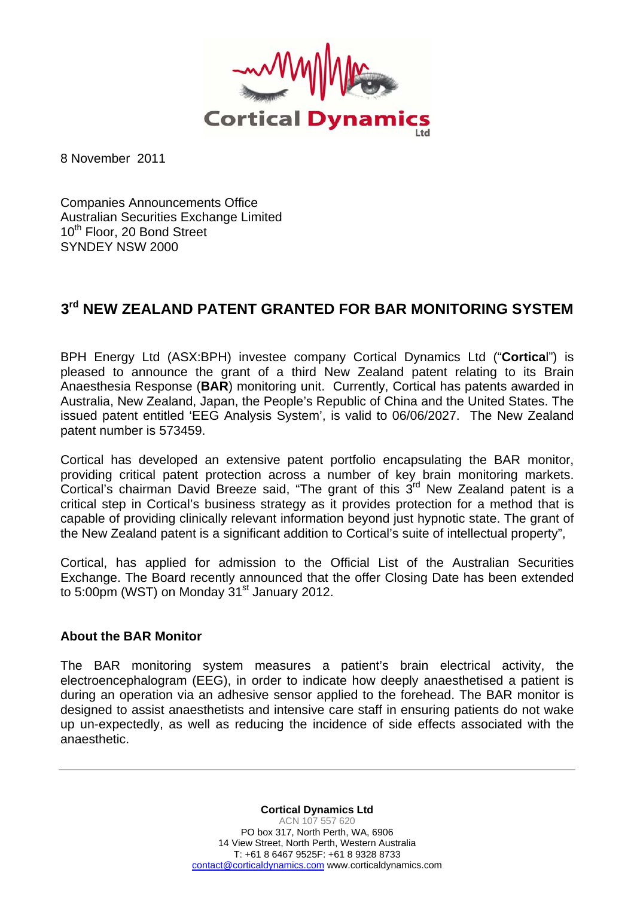8 November 2011

Companies Announcements Office
Australian Securities Exchange Limited
10th Floor, 20 Bond Street
SYNDEY NSW 2000

# 3rd NEW ZEALAND PATENT GRANTED FOR BAR MONITORING SYSTEM

BPH Energy Ltd (ASX:BPH) investee company Cortical Dynamics Ltd ("**Cortical**") is pleased to announce the grant of a third New Zealand patent relating to its Brain Anaesthesia Response (**BAR**) monitoring unit. Currently, Cortical has patents awarded in Australia, New Zealand, Japan, the People's Republic of China and the United States. The issued patent entitled 'EEG Analysis System', is valid to 06/06/2027. The New Zealand patent number is 573459.

Cortical has developed an extensive patent portfolio encapsulating the BAR monitor, providing critical patent protection across a number of key brain monitoring markets. Cortical's chairman David Breeze said, "The grant of this 3rd New Zealand patent is a critical step in Cortical's business strategy as it provides protection for a method that is capable of providing clinically relevant information beyond just hypnotic state. The grant of the New Zealand patent is a significant addition to Cortical's suite of intellectual property",

Cortical, has applied for admission to the Official List of the Australian Securities Exchange. The Board recently announced that the offer Closing Date has been extended to 5:00pm (WST) on Monday 31st January 2012.

### About the BAR Monitor

The BAR monitoring system measures a patient's brain electrical activity, the electroencephalogram (EEG), in order to indicate how deeply anaesthetised a patient is during an operation via an adhesive sensor applied to the forehead. The BAR monitor is designed to assist anaesthetists and intensive care staff in ensuring patients do not wake up un-expectedly, as well as reducing the incidence of side effects associated with the anaesthetic.

---

**Cortical Dynamics Ltd**
ACN 107 557 620
PO box 317, North Perth, WA, 6906
14 View Street, North Perth, Western Australia
T: +61 8 6467 9525F: +61 8 9328 8733
contact@corticaldynamics.com www.corticaldynamics.com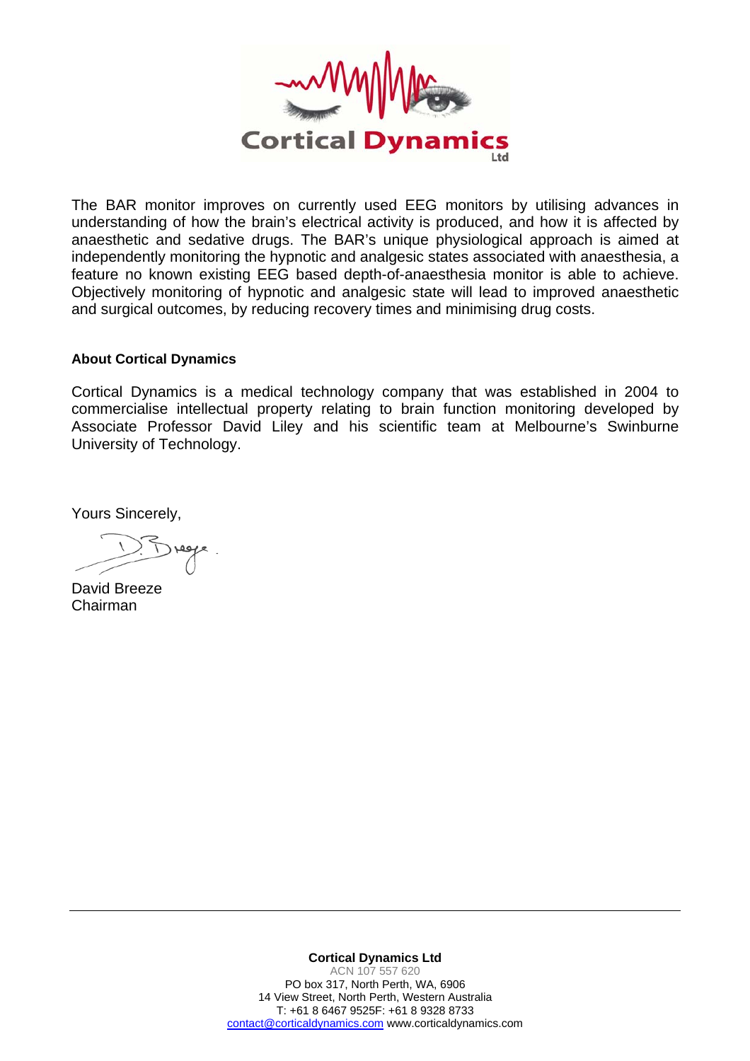Cortical Dynamics Ltd

The BAR monitor improves on currently used EEG monitors by utilising advances in understanding of how the brain's electrical activity is produced, and how it is affected by anaesthetic and sedative drugs. The BAR's unique physiological approach is aimed at independently monitoring the hypnotic and analgesic states associated with anaesthesia, a feature no known existing EEG based depth-of-anaesthesia monitor is able to achieve. Objectively monitoring of hypnotic and analgesic state will lead to improved anaesthetic and surgical outcomes, by reducing recovery times and minimising drug costs.

**About Cortical Dynamics**

Cortical Dynamics is a medical technology company that was established in 2004 to commercialise intellectual property relating to brain function monitoring developed by Associate Professor David Liley and his scientific team at Melbourne's Swinburne University of Technology.

Yours Sincerely,

David Breeze
Chairman

**Cortical Dynamics Ltd**
ACN 107 557 620
PO box 317, North Perth, WA, 6906
14 View Street, North Perth, Western Australia
T: +61 8 6467 9525F: +61 8 9328 8733
contact@corticaldynamics.com www.corticaldynamics.com